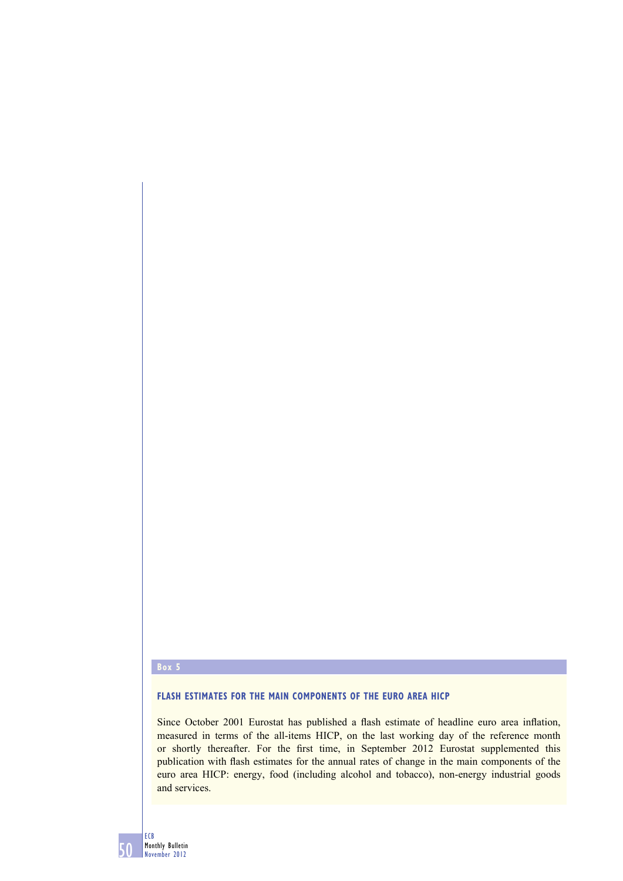**Box 5**

## FLASH ESTIMATES FOR THE MAIN COMPONENTS OF THE EURO AREA HICP

Since October 2001 Eurostat has published a flash estimate of headline euro area inflation, measured in terms of the all-items HICP, on the last working day of the reference month or shortly thereafter. For the first time, in September 2012 Eurostat supplemented this publication with flash estimates for the annual rates of change in the main components of the euro area HICP: energy, food (including alcohol and tobacco), non-energy industrial goods and services.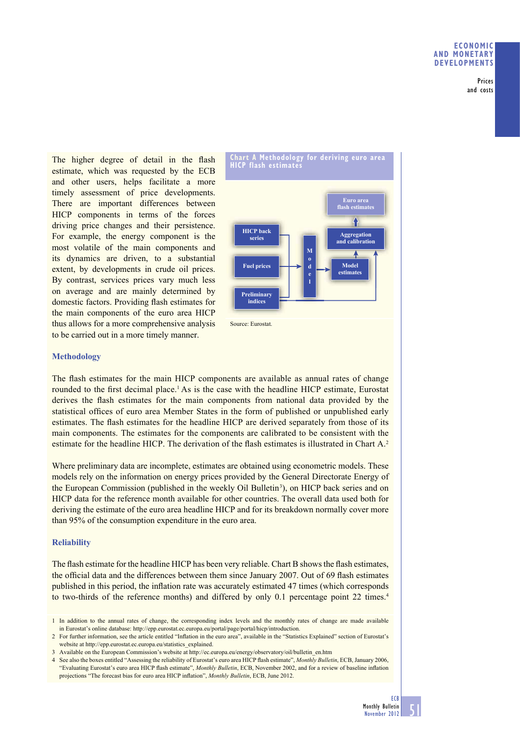The higher degree of detail in the flash estimate, which was requested by the ECB and other users, helps facilitate a more timely assessment of price developments. There are important differences between HICP components in terms of the forces driving price changes and their persistence. For example, the energy component is the most volatile of the main components and its dynamics are driven, to a substantial extent, by developments in crude oil prices. By contrast, services prices vary much less on average and are mainly determined by domestic factors. Providing flash estimates for the main components of the euro area HICP thus allows for a more comprehensive analysis to be carried out in a more timely manner.

**Chart A Methodology for deriving euro area HICP flash estimates**

HICP back series → Model
Fuel prices → Model
Preliminary indices → Model
Model → Model estimates → Aggregation and calibration → Euro area flash estimates
Preliminary indices → Aggregation and calibration

Source: Eurostat.

### Methodology

The flash estimates for the main HICP components are available as annual rates of change rounded to the first decimal place.[1] As is the case with the headline HICP estimate, Eurostat derives the flash estimates for the main components from national data provided by the statistical offices of euro area Member States in the form of published or unpublished early estimates. The flash estimates for the headline HICP are derived separately from those of its main components. The estimates for the components are calibrated to be consistent with the estimate for the headline HICP. The derivation of the flash estimates is illustrated in Chart A.[2]

Where preliminary data are incomplete, estimates are obtained using econometric models. These models rely on the information on energy prices provided by the General Directorate Energy of the European Commission (published in the weekly Oil Bulletin[3]), on HICP back series and on HICP data for the reference month available for other countries. The overall data used both for deriving the estimate of the euro area headline HICP and for its breakdown normally cover more than 95% of the consumption expenditure in the euro area.

### Reliability

The flash estimate for the headline HICP has been very reliable. Chart B shows the flash estimates, the official data and the differences between them since January 2007. Out of 69 flash estimates published in this period, the inflation rate was accurately estimated 47 times (which corresponds to two-thirds of the reference months) and differed by only 0.1 percentage point 22 times.[4]

1 In addition to the annual rates of change, the corresponding index levels and the monthly rates of change are made available in Eurostat's online database: http://epp.eurostat.ec.europa.eu/portal/page/portal/hicp/introduction.

2 For further information, see the article entitled "Inflation in the euro area", available in the "Statistics Explained" section of Eurostat's website at http://epp.eurostat.ec.europa.eu/statistics_explained.

3 Available on the European Commission's website at http://ec.europa.eu/energy/observatory/oil/bulletin_en.htm

4 See also the boxes entitled "Assessing the reliability of Eurostat's euro area HICP flash estimate", *Monthly Bulletin*, ECB, January 2006, "Evaluating Eurostat's euro area HICP flash estimate", *Monthly Bulletin*, ECB, November 2002, and for a review of baseline inflation projections "The forecast bias for euro area HICP inflation", *Monthly Bulletin*, ECB, June 2012.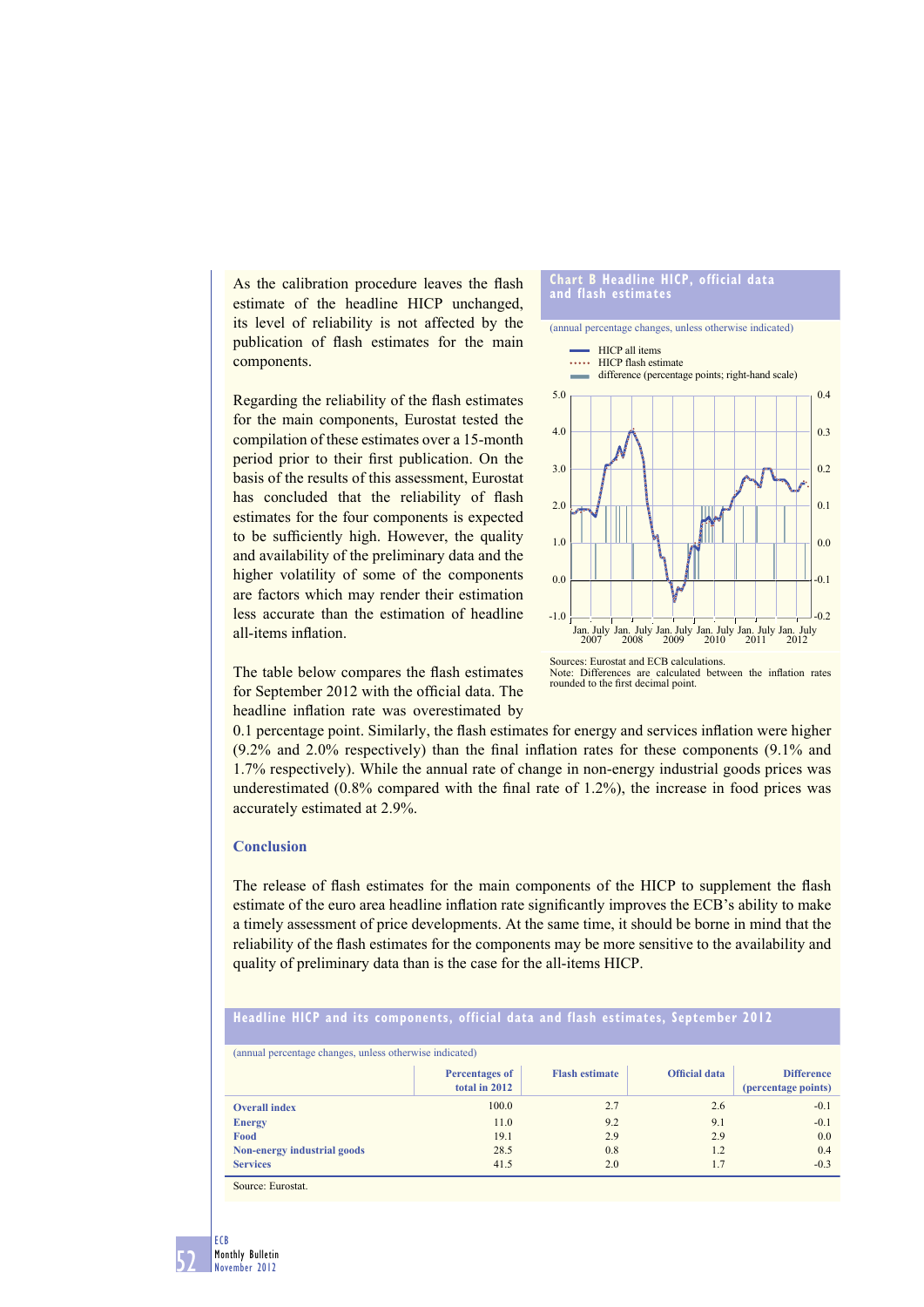As the calibration procedure leaves the flash estimate of the headline HICP unchanged, its level of reliability is not affected by the publication of flash estimates for the main components.

Regarding the reliability of the flash estimates for the main components, Eurostat tested the compilation of these estimates over a 15-month period prior to their first publication. On the basis of the results of this assessment, Eurostat has concluded that the reliability of flash estimates for the four components is expected to be sufficiently high. However, the quality and availability of the preliminary data and the higher volatility of some of the components are factors which may render their estimation less accurate than the estimation of headline all-items inflation.

**Chart B Headline HICP, official data and flash estimates**

(annual percentage changes, unless otherwise indicated)

HICP all items
HICP flash estimate
difference (percentage points; right-hand scale)

5.0
4.0
3.0
2.0
1.0
0.0
-1.0

0.4
0.3
0.2
0.1
0.0
-0.1
-0.2

Jan. July Jan. July Jan. July Jan. July Jan. July Jan. July
2007 2008 2009 2010 2011 2012

Sources: Eurostat and ECB calculations.
Note: Differences are calculated between the inflation rates rounded to the first decimal point.

The table below compares the flash estimates for September 2012 with the official data. The headline inflation rate was overestimated by 0.1 percentage point. Similarly, the flash estimates for energy and services inflation were higher (9.2% and 2.0% respectively) than the final inflation rates for these components (9.1% and 1.7% respectively). While the annual rate of change in non-energy industrial goods prices was underestimated (0.8% compared with the final rate of 1.2%), the increase in food prices was accurately estimated at 2.9%.

### Conclusion

The release of flash estimates for the main components of the HICP to supplement the flash estimate of the euro area headline inflation rate significantly improves the ECB's ability to make a timely assessment of price developments. At the same time, it should be borne in mind that the reliability of the flash estimates for the components may be more sensitive to the availability and quality of preliminary data than is the case for the all-items HICP.

**Headline HICP and its components, official data and flash estimates, September 2012**

(annual percentage changes, unless otherwise indicated)

| | Percentages of total in 2012 | Flash estimate | Official data | Difference (percentage points) |
|---|---|---|---|---|
| **Overall index** | 100.0 | 2.7 | 2.6 | -0.1 |
| **Energy** | 11.0 | 9.2 | 9.1 | -0.1 |
| **Food** | 19.1 | 2.9 | 2.9 | 0.0 |
| **Non-energy industrial goods** | 28.5 | 0.8 | 1.2 | 0.4 |
| **Services** | 41.5 | 2.0 | 1.7 | -0.3 |

Source: Eurostat.